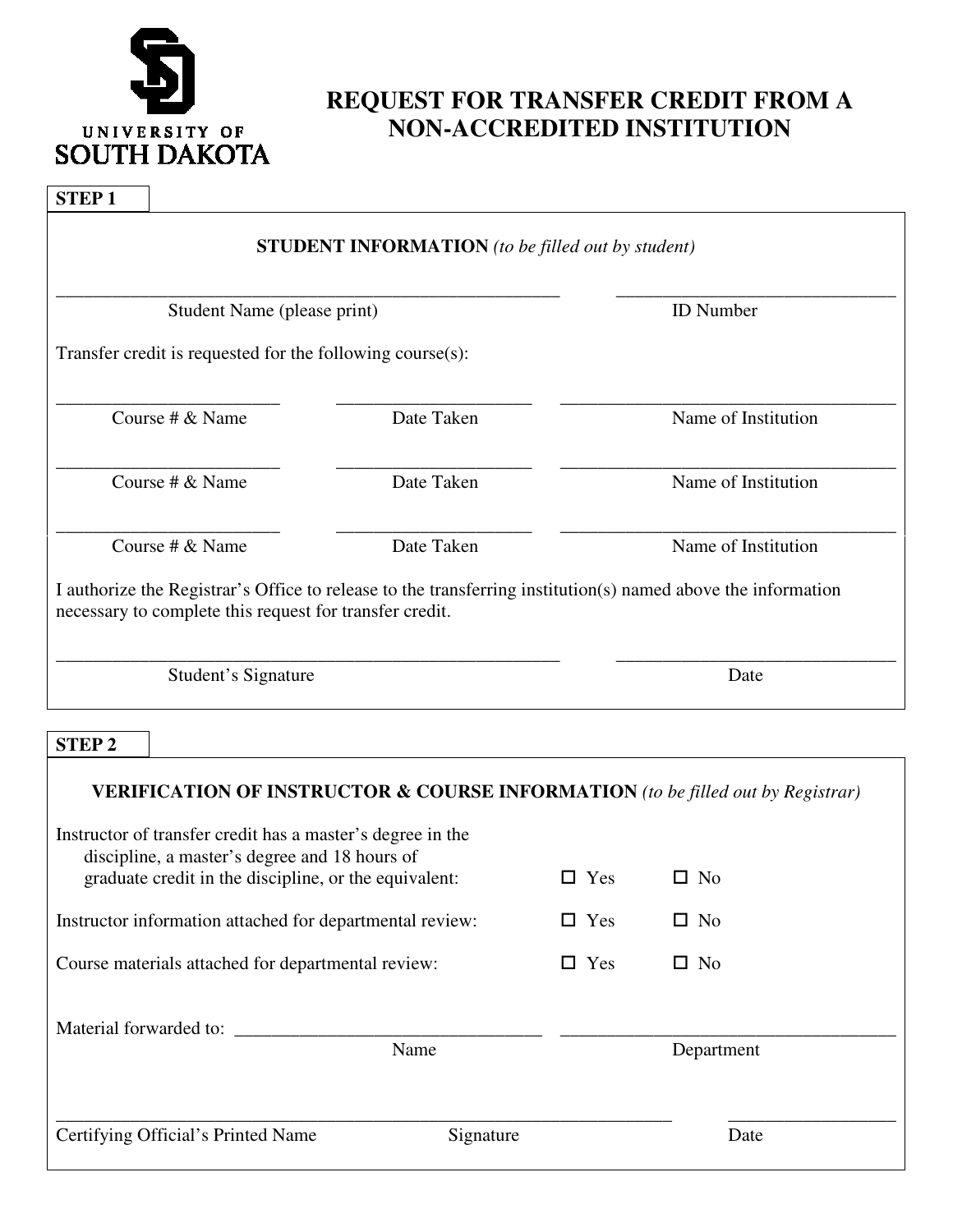UNIVERSITY OF SOUTH DAKOTA

# REQUEST FOR TRANSFER CREDIT FROM A NON-ACCREDITED INSTITUTION

**STEP 1**

**STUDENT INFORMATION** *(to be filled out by student)*

| _______________________________ | _______________________________ |
|---|---|
| Student Name (please print) | ID Number |

Transfer credit is requested for the following course(s):

| Course # & Name | Date Taken | Name of Institution |
|---|---|---|
| ____________________ | ____________________ | ____________________ |
| ____________________ | ____________________ | ____________________ |
| ____________________ | ____________________ | ____________________ |

I authorize the Registrar's Office to release to the transferring institution(s) named above the information necessary to complete this request for transfer credit.

| _______________________________ | _______________________________ |
|---|---|
| Student's Signature | Date |

**STEP 2**

**VERIFICATION OF INSTRUCTOR & COURSE INFORMATION** *(to be filled out by Registrar)*

| | | |
|---|---|---|
| Instructor of transfer credit has a master's degree in the discipline, a master's degree and 18 hours of graduate credit in the discipline, or the equivalent: | ☐ Yes | ☐ No |
| Instructor information attached for departmental review: | ☐ Yes | ☐ No |
| Course materials attached for departmental review: | ☐ Yes | ☐ No |

Material forwarded to: ____________________ ____________________

| Name | Department |
|---|---|

| _______________________________ | | _______________ |
|---|---|---|
| Certifying Official's Printed Name | Signature | Date |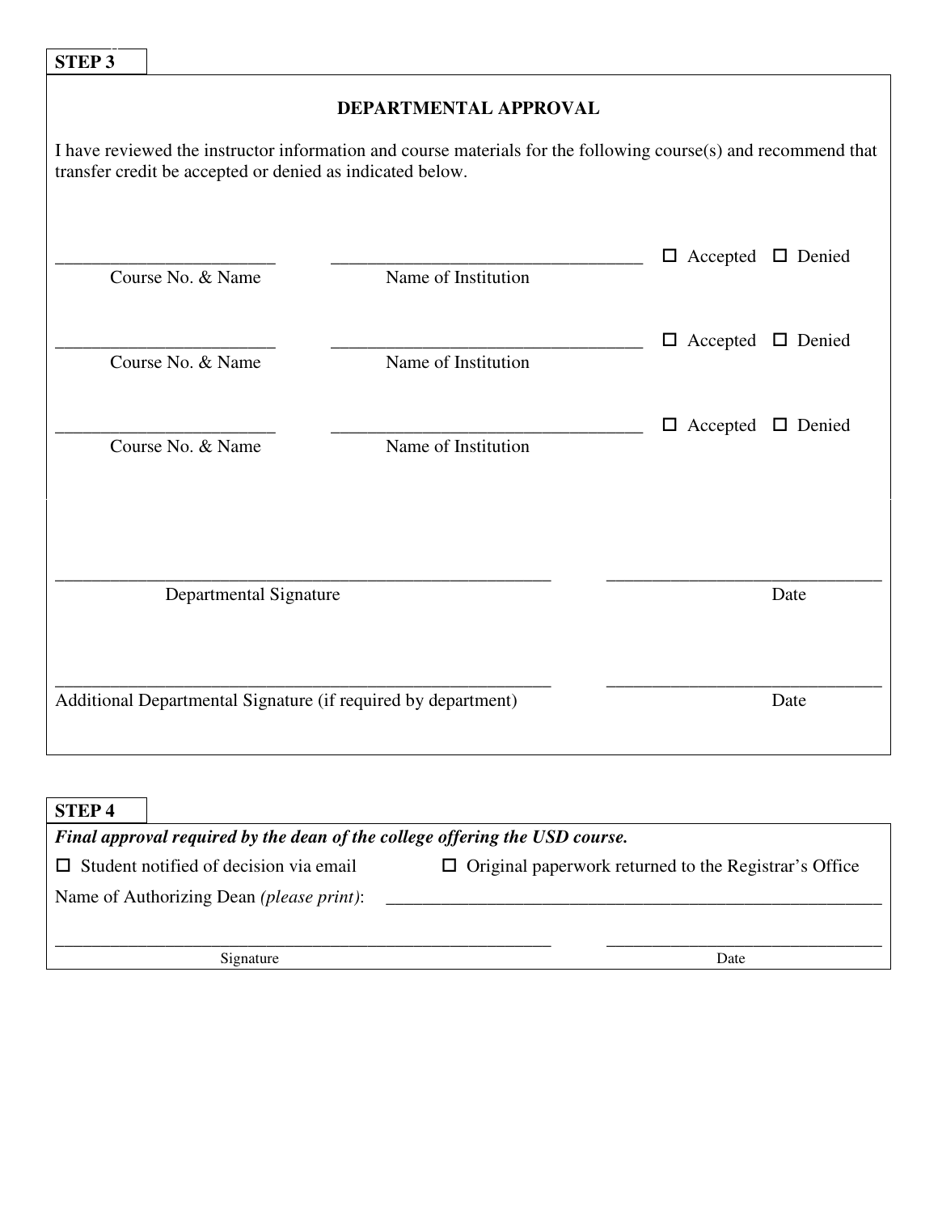**STEP 3**

## DEPARTMENTAL APPROVAL

I have reviewed the instructor information and course materials for the following course(s) and recommend that transfer credit be accepted or denied as indicated below.

________________________ ________________________________ ☐ Accepted ☐ Denied
Course No. & Name Name of Institution

________________________ ________________________________ ☐ Accepted ☐ Denied
Course No. & Name Name of Institution

________________________ ________________________________ ☐ Accepted ☐ Denied
Course No. & Name Name of Institution

______________________________________________________ ______________________________
Departmental Signature Date

______________________________________________________ ______________________________
Additional Departmental Signature (if required by department) Date

**STEP 4**

***Final approval required by the dean of the college offering the USD course.***

☐ Student notified of decision via email ☐ Original paperwork returned to the Registrar's Office

Name of Authorizing Dean *(please print)*: ______________________________________________________

______________________________________________________ ______________________________
Signature Date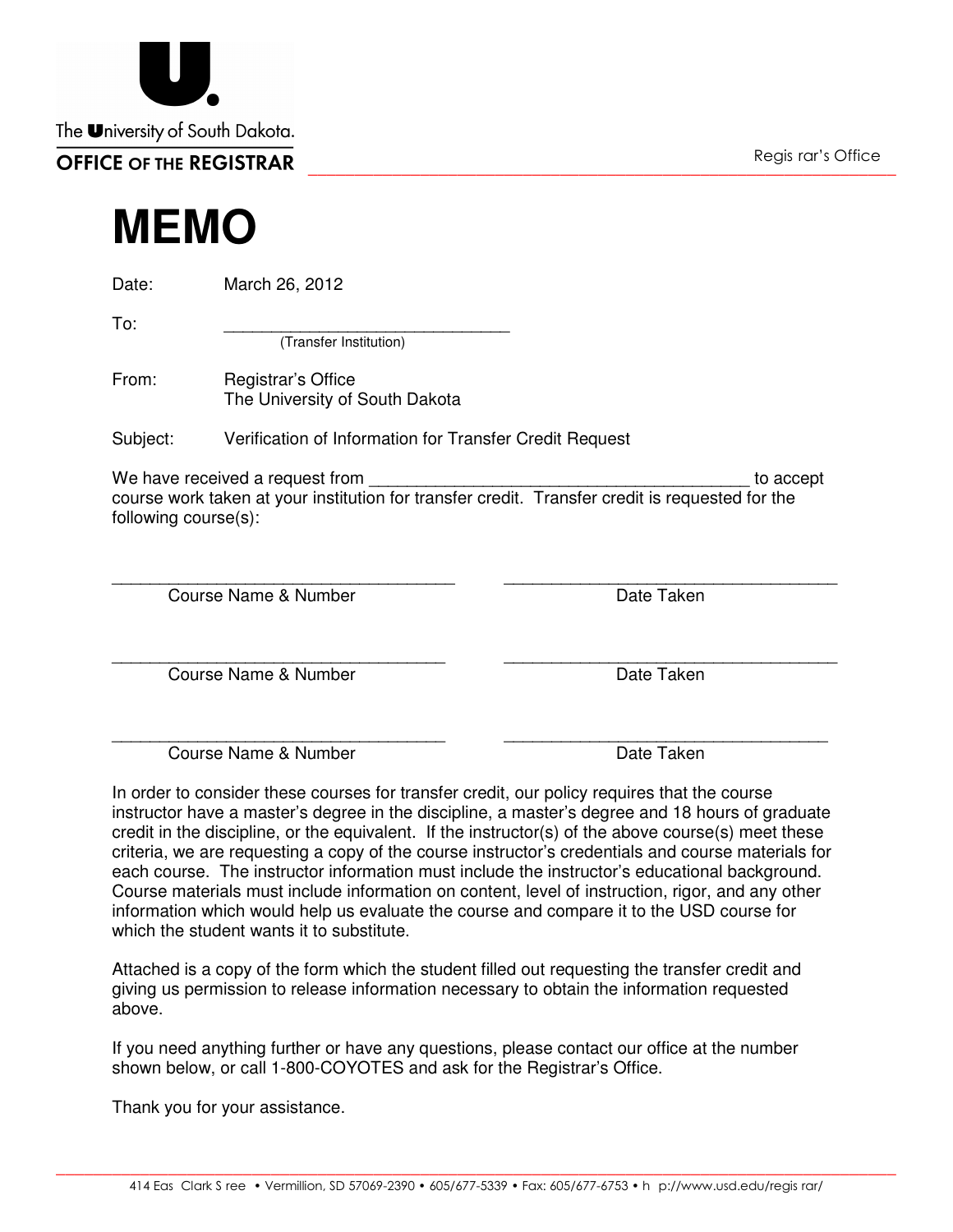The University of South Dakota.
OFFICE OF THE REGISTRAR

Regis rar's Office

# MEMO

Date: March 26, 2012

To: ______________________________
(Transfer Institution)

From: Registrar's Office
The University of South Dakota

Subject: Verification of Information for Transfer Credit Request

We have received a request from ________________________________________ to accept course work taken at your institution for transfer credit. Transfer credit is requested for the following course(s):

| ____________________________________ | ____________________________________ |
|---|---|
| Course Name & Number | Date Taken |
| ____________________________________ | ____________________________________ |
| Course Name & Number | Date Taken |
| ____________________________________ | ____________________________________ |
| Course Name & Number | Date Taken |

In order to consider these courses for transfer credit, our policy requires that the course instructor have a master's degree in the discipline, a master's degree and 18 hours of graduate credit in the discipline, or the equivalent. If the instructor(s) of the above course(s) meet these criteria, we are requesting a copy of the course instructor's credentials and course materials for each course. The instructor information must include the instructor's educational background. Course materials must include information on content, level of instruction, rigor, and any other information which would help us evaluate the course and compare it to the USD course for which the student wants it to substitute.

Attached is a copy of the form which the student filled out requesting the transfer credit and giving us permission to release information necessary to obtain the information requested above.

If you need anything further or have any questions, please contact our office at the number shown below, or call 1-800-COYOTES and ask for the Registrar's Office.

Thank you for your assistance.

414 Eas Clark S ree • Vermillion, SD 57069-2390 • 605/677-5339 • Fax: 605/677-6753 • h p://www.usd.edu/regis rar/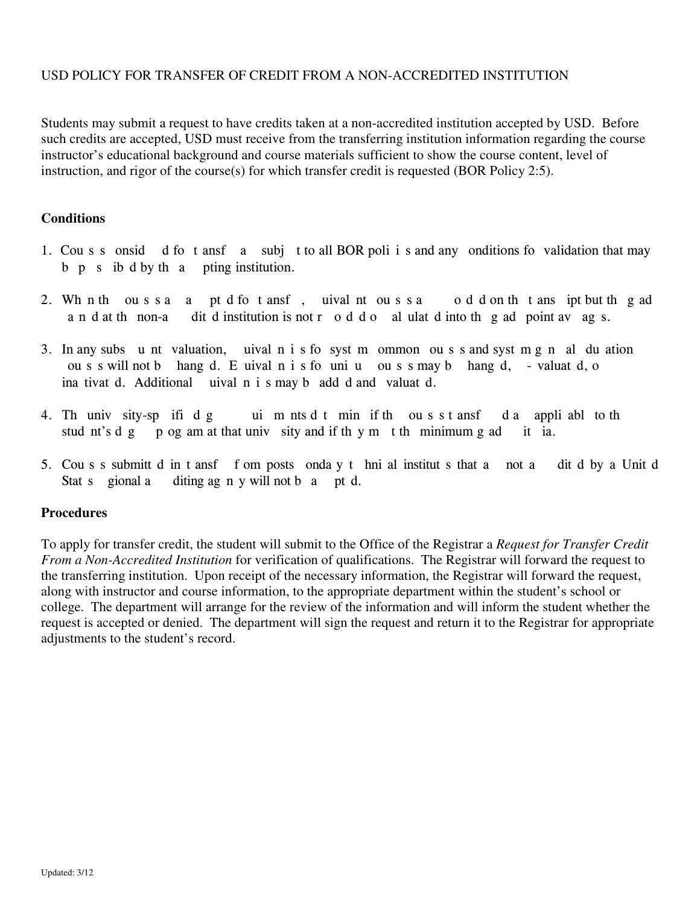USD POLICY FOR TRANSFER OF CREDIT FROM A NON-ACCREDITED INSTITUTION

Students may submit a request to have credits taken at a non-accredited institution accepted by USD. Before such credits are accepted, USD must receive from the transferring institution information regarding the course instructor's educational background and course materials sufficient to show the course content, level of instruction, and rigor of the course(s) for which transfer credit is requested (BOR Policy 2:5).

**Conditions**

1. Cou s s onsid d fo t ansf a subj t to all BOR poli i s and any onditions fo validation that may b p s ib d by th a pting institution.

2. Wh n th ou s s a a pt d fo t ansf , uival nt ou s s a o d d on th t ans ipt but th g ad a n d at th non-a dit d institution is not r o d d o al ulat d into th g ad point av ag s.

3. In any subs u nt valuation, uival n i s fo syst m ommon ou s s and syst m g n al du ation ou s s will not b hang d. E uival n i s fo uni u ou s s may b hang d, - valuat d, o ina tivat d. Additional uival n i s may b add d and valuat d.

4. Th univ sity-sp ifi d g ui m nts d t min if th ou s s t ansf d a appli abl to th stud nt's d g p og am at that univ sity and if th y m t th minimum g ad it ia.

5. Cou s s submitt d in t ansf f om posts onda y t hni al institut s that a not a dit d by a Unit d Stat s gional a diting ag n y will not b a pt d.

**Procedures**

To apply for transfer credit, the student will submit to the Office of the Registrar a *Request for Transfer Credit From a Non-Accredited Institution* for verification of qualifications. The Registrar will forward the request to the transferring institution. Upon receipt of the necessary information, the Registrar will forward the request, along with instructor and course information, to the appropriate department within the student's school or college. The department will arrange for the review of the information and will inform the student whether the request is accepted or denied. The department will sign the request and return it to the Registrar for appropriate adjustments to the student's record.

Updated: 3/12